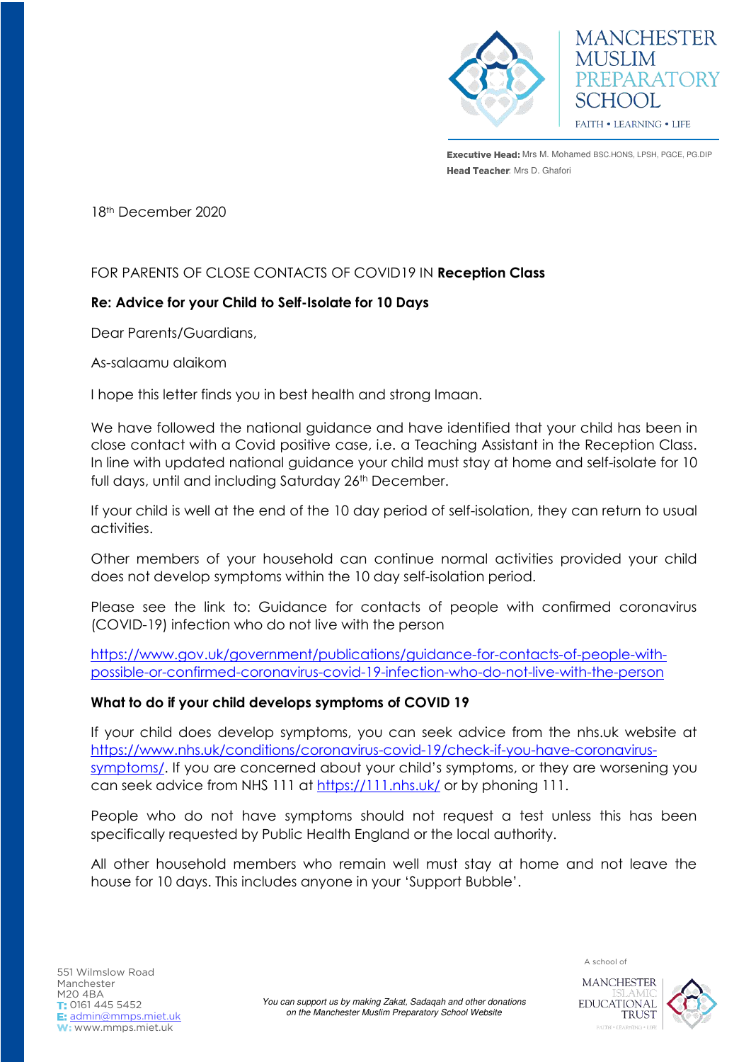MANCHESTER MUSLIM PREPARATORY SCHOOL

FAITH • LEARNING • LIFE

**Executive Head:** Mrs M. Mohamed BSC.HONS, LPSH, PGCE, PG.DIP
**Head Teacher**: Mrs D. Ghafori

18th December 2020

FOR PARENTS OF CLOSE CONTACTS OF COVID19 IN **Reception Class**

**Re: Advice for your Child to Self-Isolate for 10 Days**

Dear Parents/Guardians,

As-salaamu alaikom

I hope this letter finds you in best health and strong Imaan.

We have followed the national guidance and have identified that your child has been in close contact with a Covid positive case, i.e. a Teaching Assistant in the Reception Class. In line with updated national guidance your child must stay at home and self-isolate for 10 full days, until and including Saturday 26th December.

If your child is well at the end of the 10 day period of self-isolation, they can return to usual activities.

Other members of your household can continue normal activities provided your child does not develop symptoms within the 10 day self-isolation period.

Please see the link to: Guidance for contacts of people with confirmed coronavirus (COVID-19) infection who do not live with the person

https://www.gov.uk/government/publications/guidance-for-contacts-of-people-with-possible-or-confirmed-coronavirus-covid-19-infection-who-do-not-live-with-the-person

**What to do if your child develops symptoms of COVID 19**

If your child does develop symptoms, you can seek advice from the nhs.uk website at https://www.nhs.uk/conditions/coronavirus-covid-19/check-if-you-have-coronavirus-symptoms/. If you are concerned about your child's symptoms, or they are worsening you can seek advice from NHS 111 at https://111.nhs.uk/ or by phoning 111.

People who do not have symptoms should not request a test unless this has been specifically requested by Public Health England or the local authority.

All other household members who remain well must stay at home and not leave the house for 10 days. This includes anyone in your 'Support Bubble'.

551 Wilmslow Road
Manchester
M20 4BA
**T:** 0161 445 5452
**E:** admin@mmps.miet.uk
**W:** www.mmps.miet.uk

*You can support us by making Zakat, Sadaqah and other donations on the Manchester Muslim Preparatory School Website*

A school of MANCHESTER ISLAMIC EDUCATIONAL TRUST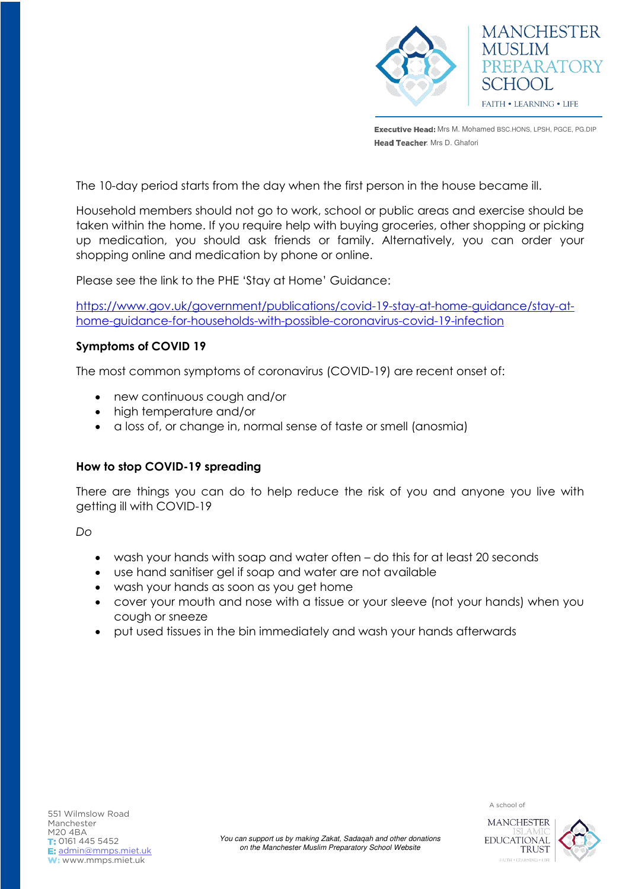The 10-day period starts from the day when the first person in the house became ill.

Household members should not go to work, school or public areas and exercise should be taken within the home. If you require help with buying groceries, other shopping or picking up medication, you should ask friends or family. Alternatively, you can order your shopping online and medication by phone or online.

Please see the link to the PHE 'Stay at Home' Guidance:

https://www.gov.uk/government/publications/covid-19-stay-at-home-guidance/stay-at-home-guidance-for-households-with-possible-coronavirus-covid-19-infection

**Symptoms of COVID 19**

The most common symptoms of coronavirus (COVID-19) are recent onset of:

- new continuous cough and/or
- high temperature and/or
- a loss of, or change in, normal sense of taste or smell (anosmia)

**How to stop COVID-19 spreading**

There are things you can do to help reduce the risk of you and anyone you live with getting ill with COVID-19

*Do*

- wash your hands with soap and water often – do this for at least 20 seconds
- use hand sanitiser gel if soap and water are not available
- wash your hands as soon as you get home
- cover your mouth and nose with a tissue or your sleeve (not your hands) when you cough or sneeze
- put used tissues in the bin immediately and wash your hands afterwards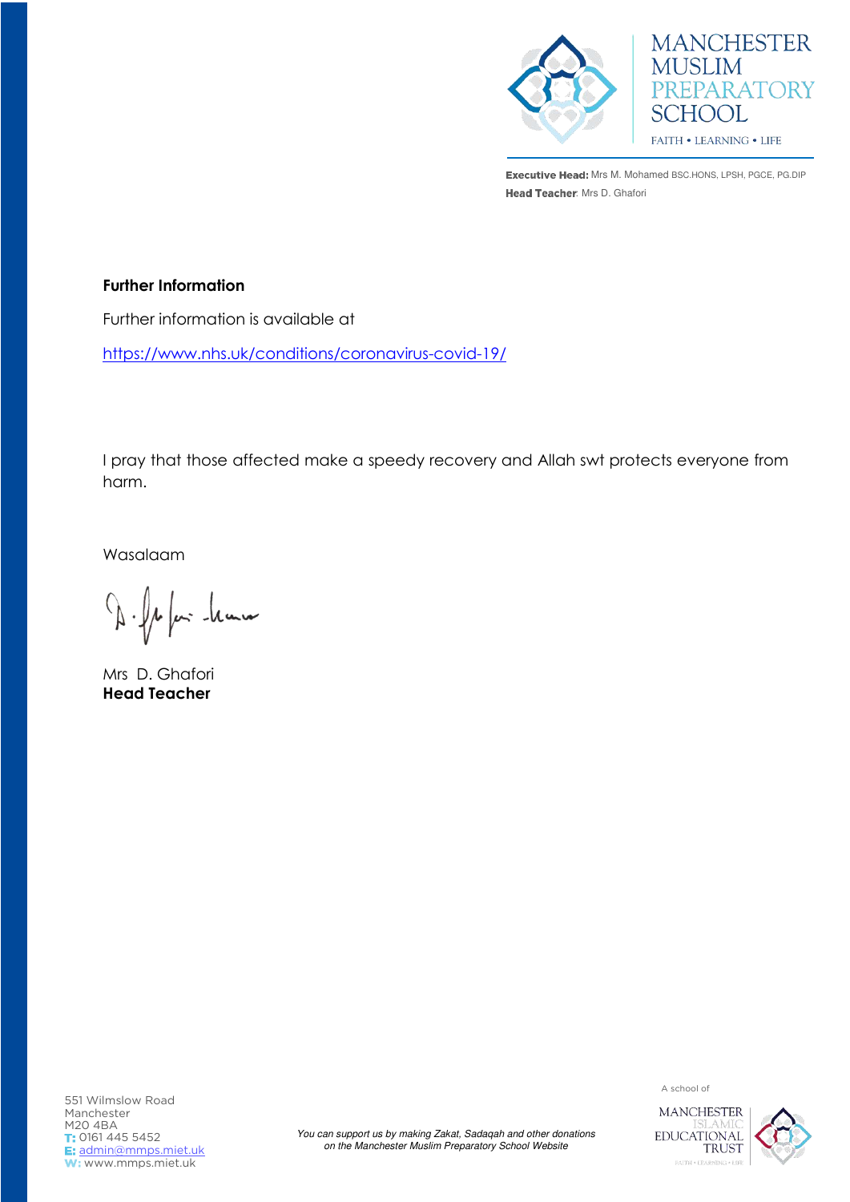**Further Information**

Further information is available at

https://www.nhs.uk/conditions/coronavirus-covid-19/

I pray that those affected make a speedy recovery and Allah swt protects everyone from harm.

Wasalaam

Mrs D. Ghafori
**Head Teacher**